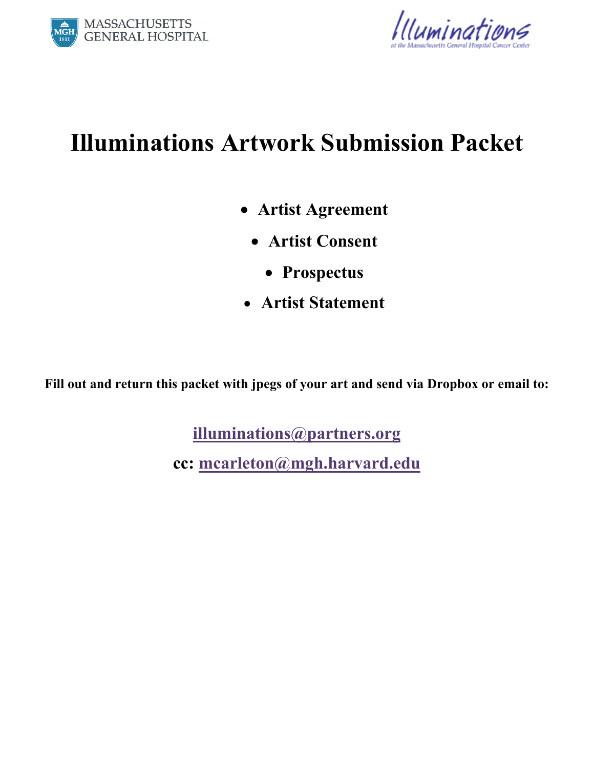MASSACHUSETTS GENERAL HOSPITAL

Illuminations at the Massachusetts General Hospital Cancer Center

# Illuminations Artwork Submission Packet

- **Artist Agreement**
- **Artist Consent**
- **Prospectus**
- **Artist Statement**

**Fill out and return this packet with jpegs of your art and send via Dropbox or email to:**

**illuminations@partners.org**

**cc: mcarleton@mgh.harvard.edu**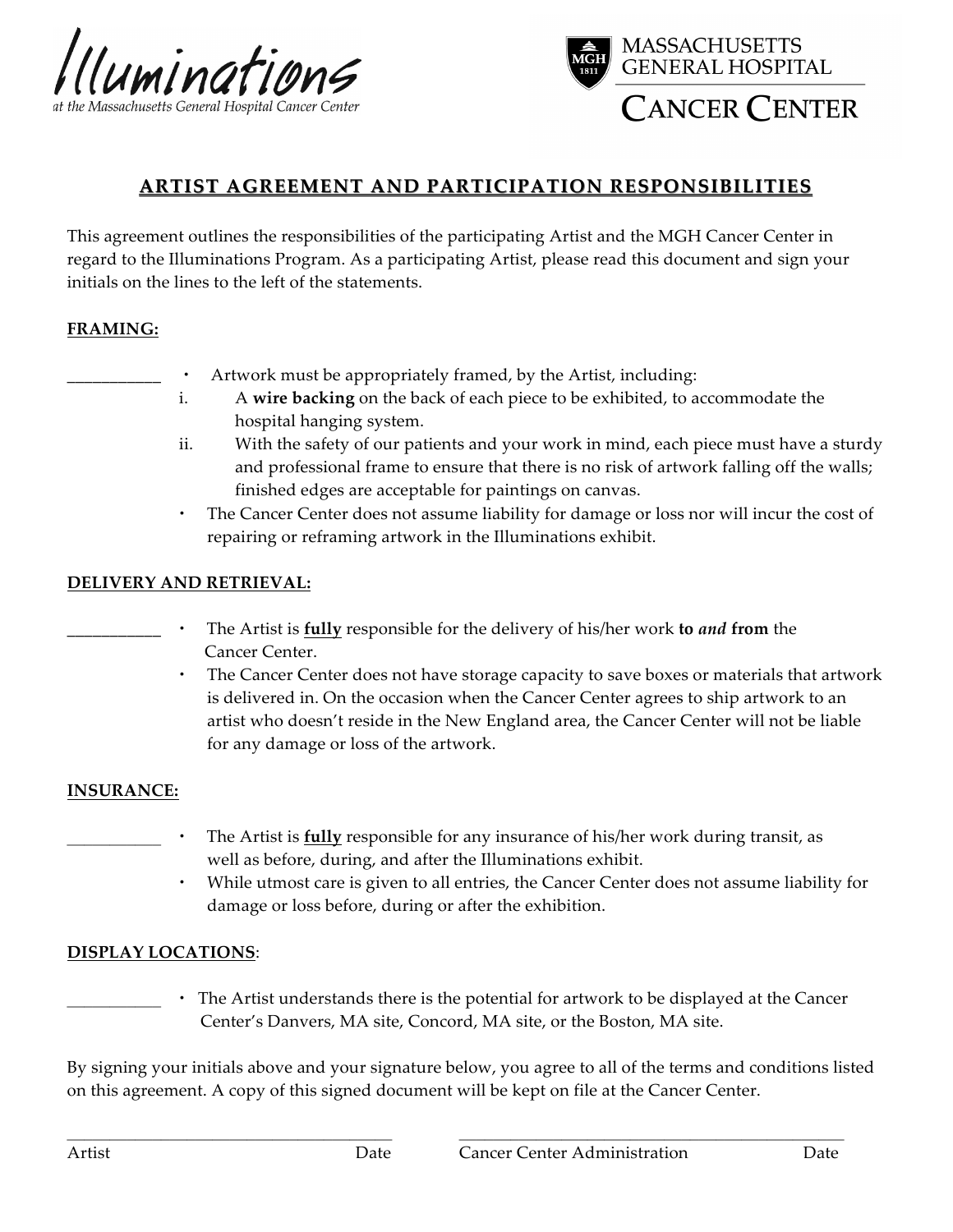Illuminations
at the Massachusetts General Hospital Cancer Center

MASSACHUSETTS GENERAL HOSPITAL
CANCER CENTER

## ARTIST AGREEMENT AND PARTICIPATION RESPONSIBILITIES

This agreement outlines the responsibilities of the participating Artist and the MGH Cancer Center in regard to the Illuminations Program. As a participating Artist, please read this document and sign your initials on the lines to the left of the statements.

**FRAMING:**

___________ • Artwork must be appropriately framed, by the Artist, including:

i. A **wire backing** on the back of each piece to be exhibited, to accommodate the hospital hanging system.

ii. With the safety of our patients and your work in mind, each piece must have a sturdy and professional frame to ensure that there is no risk of artwork falling off the walls; finished edges are acceptable for paintings on canvas.

- The Cancer Center does not assume liability for damage or loss nor will incur the cost of repairing or reframing artwork in the Illuminations exhibit.

**DELIVERY AND RETRIEVAL:**

___________ • The Artist is **fully** responsible for the delivery of his/her work **to *and* from** the Cancer Center.

- The Cancer Center does not have storage capacity to save boxes or materials that artwork is delivered in. On the occasion when the Cancer Center agrees to ship artwork to an artist who doesn't reside in the New England area, the Cancer Center will not be liable for any damage or loss of the artwork.

**INSURANCE:**

___________ • The Artist is **fully** responsible for any insurance of his/her work during transit, as well as before, during, and after the Illuminations exhibit.

- While utmost care is given to all entries, the Cancer Center does not assume liability for damage or loss before, during or after the exhibition.

**DISPLAY LOCATIONS**:

___________ • The Artist understands there is the potential for artwork to be displayed at the Cancer Center's Danvers, MA site, Concord, MA site, or the Boston, MA site.

By signing your initials above and your signature below, you agree to all of the terms and conditions listed on this agreement. A copy of this signed document will be kept on file at the Cancer Center.

_______________________________________ &nbsp;&nbsp;&nbsp; _______________________________________

Artist &nbsp;&nbsp;&nbsp; Date &nbsp;&nbsp;&nbsp;&nbsp;&nbsp;&nbsp; Cancer Center Administration &nbsp;&nbsp;&nbsp; Date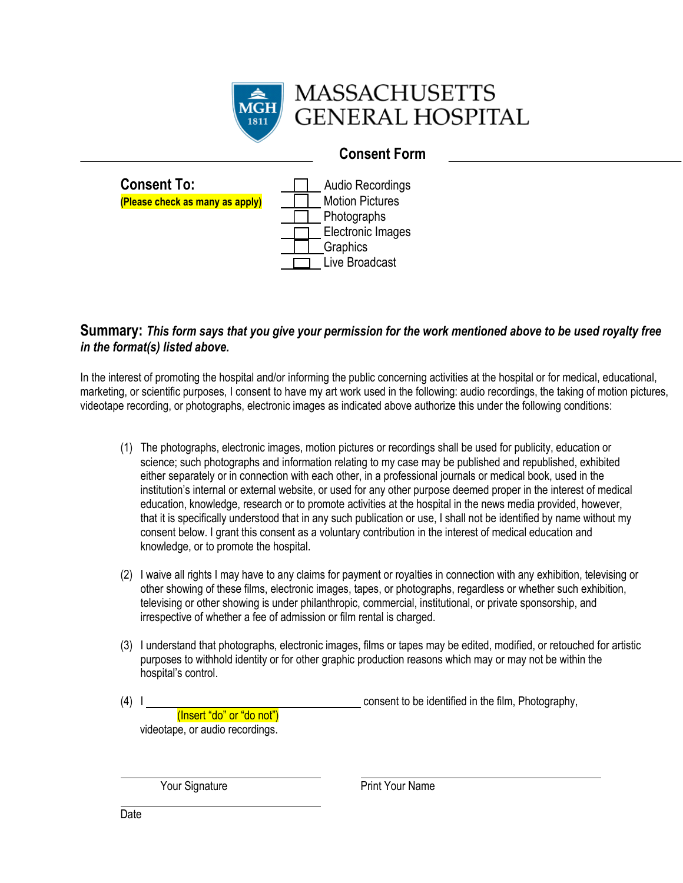# MASSACHUSETTS GENERAL HOSPITAL

## Consent Form

**Consent To:**
**(Please check as many as apply)**

- ☐ Audio Recordings
- ☐ Motion Pictures
- ☐ Photographs
- ☐ Electronic Images
- ☐ Graphics
- ☐ Live Broadcast

**Summary:** ***This form says that you give your permission for the work mentioned above to be used royalty free in the format(s) listed above.***

In the interest of promoting the hospital and/or informing the public concerning activities at the hospital or for medical, educational, marketing, or scientific purposes, I consent to have my art work used in the following: audio recordings, the taking of motion pictures, videotape recording, or photographs, electronic images as indicated above authorize this under the following conditions:

(1) The photographs, electronic images, motion pictures or recordings shall be used for publicity, education or science; such photographs and information relating to my case may be published and republished, exhibited either separately or in connection with each other, in a professional journals or medical book, used in the institution's internal or external website, or used for any other purpose deemed proper in the interest of medical education, knowledge, research or to promote activities at the hospital in the news media provided, however, that it is specifically understood that in any such publication or use, I shall not be identified by name without my consent below. I grant this consent as a voluntary contribution in the interest of medical education and knowledge, or to promote the hospital.

(2) I waive all rights I may have to any claims for payment or royalties in connection with any exhibition, televising or other showing of these films, electronic images, tapes, or photographs, regardless or whether such exhibition, televising or other showing is under philanthropic, commercial, institutional, or private sponsorship, and irrespective of whether a fee of admission or film rental is charged.

(3) I understand that photographs, electronic images, films or tapes may be edited, modified, or retouched for artistic purposes to withhold identity or for other graphic production reasons which may or may not be within the hospital's control.

(4) I ______________________________ consent to be identified in the film, Photography,
(Insert "do" or "do not")
videotape, or audio recordings.

______________________________
Your Signature

______________________________
Print Your Name

______________________________
Date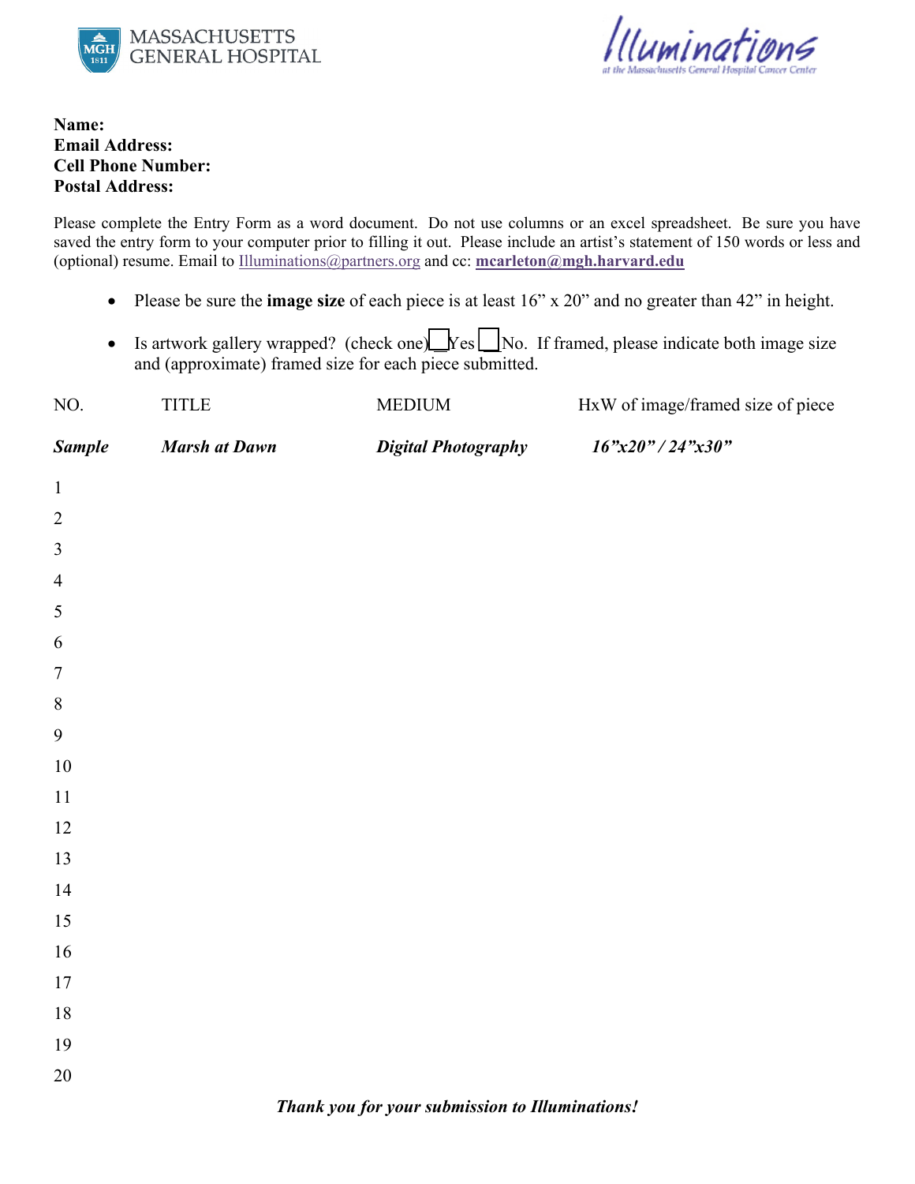**Name:**
**Email Address:**
**Cell Phone Number:**
**Postal Address:**

Please complete the Entry Form as a word document. Do not use columns or an excel spreadsheet. Be sure you have saved the entry form to your computer prior to filling it out. Please include an artist's statement of 150 words or less and (optional) resume. Email to Illuminations@partners.org and cc: **mcarleton@mgh.harvard.edu**

- Please be sure the **image size** of each piece is at least 16" x 20" and no greater than 42" in height.
- Is artwork gallery wrapped? (check one) ☐ Yes ☐ No. If framed, please indicate both image size and (approximate) framed size for each piece submitted.

| NO. | TITLE | MEDIUM | HxW of image/framed size of piece |
|---|---|---|---|
| ***Sample*** | ***Marsh at Dawn*** | ***Digital Photography*** | ***16"x20" / 24"x30"*** |
| 1 | | | |
| 2 | | | |
| 3 | | | |
| 4 | | | |
| 5 | | | |
| 6 | | | |
| 7 | | | |
| 8 | | | |
| 9 | | | |
| 10 | | | |
| 11 | | | |
| 12 | | | |
| 13 | | | |
| 14 | | | |
| 15 | | | |
| 16 | | | |
| 17 | | | |
| 18 | | | |
| 19 | | | |
| 20 | | | |

***Thank you for your submission to Illuminations!***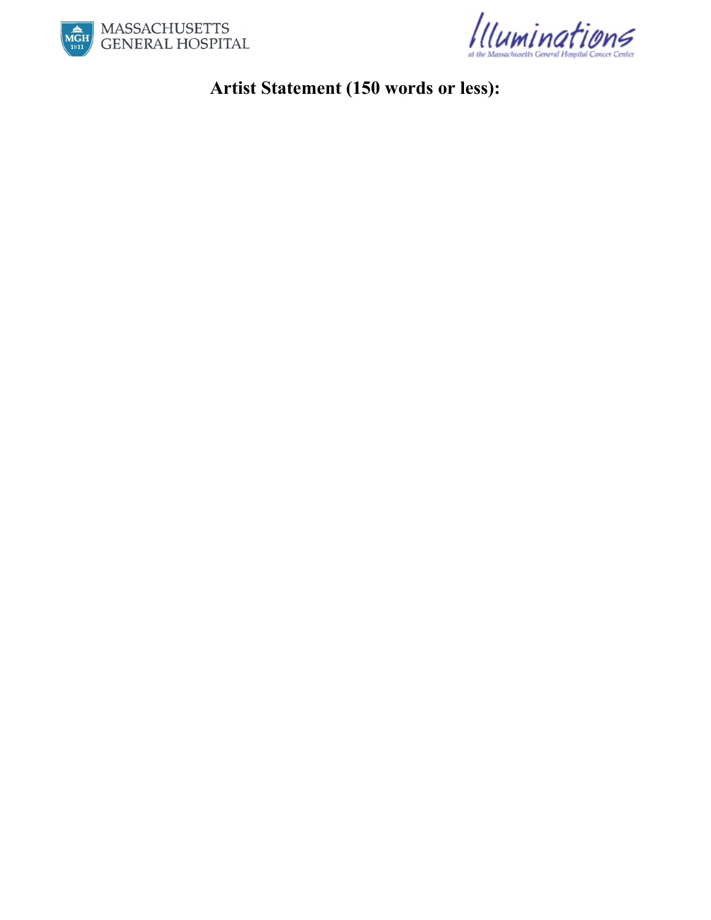MASSACHUSETTS GENERAL HOSPITAL

Illuminations at the Massachusetts General Hospital Cancer Center

# Artist Statement (150 words or less):